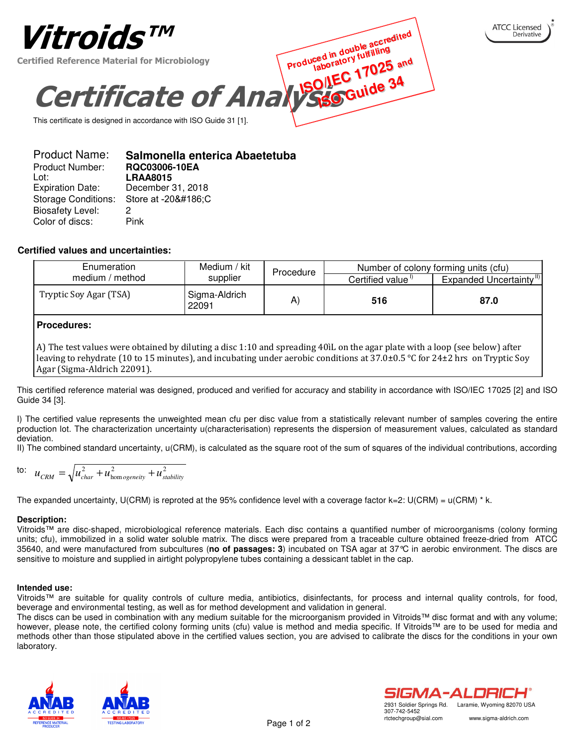# Vitroids™

Certified Reference Material for Microbiology

ATCC Licensed Derivative

Produced in double accredited laboratory fulfilling ISO/IEC 17025 and ISO Guide 34

# Certificate of Analysis

This certificate is designed in accordance with ISO Guide 31 [1].

| | |
|---|---|
| Product Name: | **Salmonella enterica Abaetetuba** |
| Product Number: | **RQC03006-10EA** |
| Lot: | **LRAA8015** |
| Expiration Date: | December 31, 2018 |
| Storage Conditions: | Store at -20&#186;C |
| Biosafety Level: | 2 |
| Color of discs: | Pink |

### Certified values and uncertainties:

| Enumeration medium / method | Medium / kit supplier | Procedure | Number of colony forming units (cfu) | |
|---|---|---|---|---|
| | | | Certified value [I)] | Expanded Uncertainty [II)] |
| Tryptic Soy Agar (TSA) | Sigma-Aldrich 22091 | A) | **516** | **87.0** |

**Procedures:**

A) The test values were obtained by diluting a disc 1:10 and spreading 40ìL on the agar plate with a loop (see below) after leaving to rehydrate (10 to 15 minutes), and incubating under aerobic conditions at 37.0±0.5 °C for 24±2 hrs on Tryptic Soy Agar (Sigma-Aldrich 22091).

This certified reference material was designed, produced and verified for accuracy and stability in accordance with ISO/IEC 17025 [2] and ISO Guide 34 [3].

I) The certified value represents the unweighted mean cfu per disc value from a statistically relevant number of samples covering the entire production lot. The characterization uncertainty u(characterisation) represents the dispersion of measurement values, calculated as standard deviation.

II) The combined standard uncertainty, u(CRM), is calculated as the square root of the sum of squares of the individual contributions, according to:

$$u_{CRM} = \sqrt{u_{char}^2 + u_{homogeneity}^2 + u_{stability}^2}$$

The expanded uncertainty, U(CRM) is reproted at the 95% confidence level with a coverage factor k=2: U(CRM) = u(CRM) * k.

**Description:**

Vitroids™ are disc-shaped, microbiological reference materials. Each disc contains a quantified number of microorganisms (colony forming units; cfu), immobilized in a solid water soluble matrix. The discs were prepared from a traceable culture obtained freeze-dried from ATCC 35640, and were manufactured from subcultures (**no of passages: 3**) incubated on TSA agar at 37°C in aerobic environment. The discs are sensitive to moisture and supplied in airtight polypropylene tubes containing a dessicant tablet in the cap.

**Intended use:**

Vitroids™ are suitable for quality controls of culture media, antibiotics, disinfectants, for process and internal quality controls, for food, beverage and environmental testing, as well as for method development and validation in general.

The discs can be used in combination with any medium suitable for the microorganism provided in Vitroids™ disc format and with any volume; however, please note, the certified colony forming units (cfu) value is method and media specific. If Vitroids™ are to be used for media and methods other than those stipulated above in the certified values section, you are advised to calibrate the discs for the conditions in your own laboratory.

ANAB Accredited ISO Guide 34 Reference Material Producer

ANAB Accredited ISO/IEC 17025 Testing Laboratory

SIGMA-ALDRICH®
2931 Soldier Springs Rd. Laramie, Wyoming 82070 USA
307-742-5452
rtctechgroup@sial.com www.sigma-aldrich.com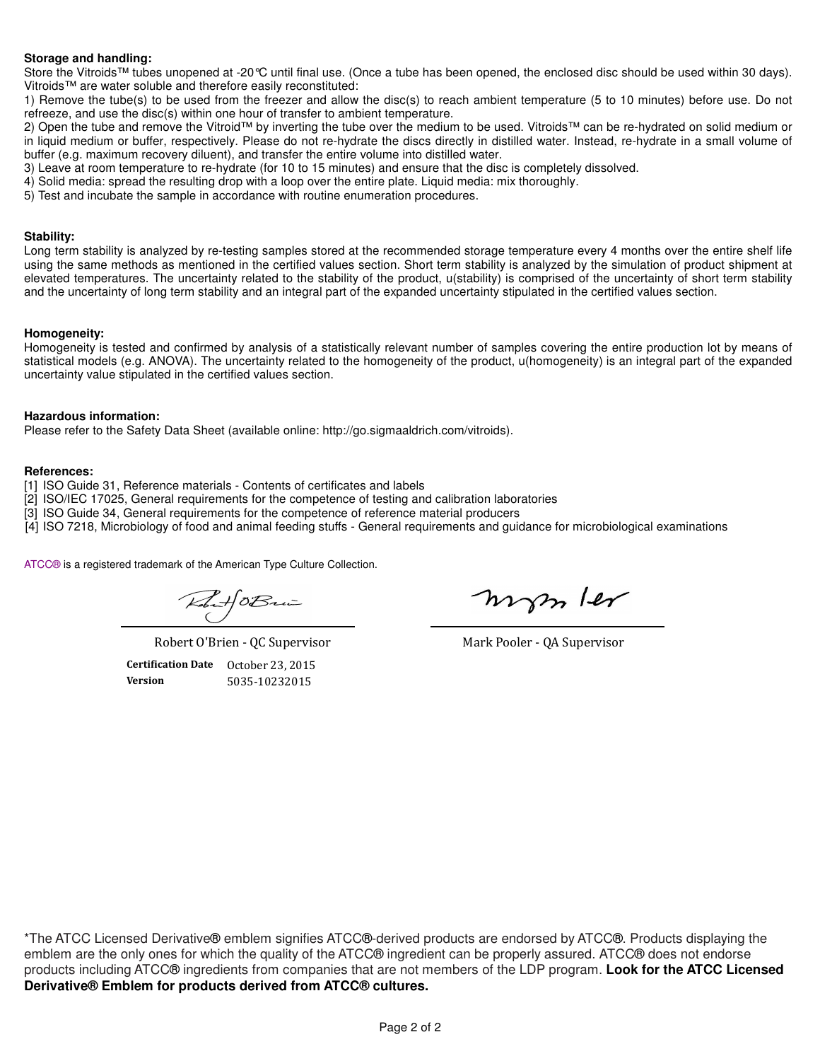**Storage and handling:**

Store the Vitroids™ tubes unopened at -20°C until final use. (Once a tube has been opened, the enclosed disc should be used within 30 days). Vitroids™ are water soluble and therefore easily reconstituted:

1) Remove the tube(s) to be used from the freezer and allow the disc(s) to reach ambient temperature (5 to 10 minutes) before use. Do not refreeze, and use the disc(s) within one hour of transfer to ambient temperature.

2) Open the tube and remove the Vitroid™ by inverting the tube over the medium to be used. Vitroids™ can be re-hydrated on solid medium or in liquid medium or buffer, respectively. Please do not re-hydrate the discs directly in distilled water. Instead, re-hydrate in a small volume of buffer (e.g. maximum recovery diluent), and transfer the entire volume into distilled water.

3) Leave at room temperature to re-hydrate (for 10 to 15 minutes) and ensure that the disc is completely dissolved.

4) Solid media: spread the resulting drop with a loop over the entire plate. Liquid media: mix thoroughly.

5) Test and incubate the sample in accordance with routine enumeration procedures.

**Stability:**

Long term stability is analyzed by re-testing samples stored at the recommended storage temperature every 4 months over the entire shelf life using the same methods as mentioned in the certified values section. Short term stability is analyzed by the simulation of product shipment at elevated temperatures. The uncertainty related to the stability of the product, u(stability) is comprised of the uncertainty of short term stability and the uncertainty of long term stability and an integral part of the expanded uncertainty stipulated in the certified values section.

**Homogeneity:**

Homogeneity is tested and confirmed by analysis of a statistically relevant number of samples covering the entire production lot by means of statistical models (e.g. ANOVA). The uncertainty related to the homogeneity of the product, u(homogeneity) is an integral part of the expanded uncertainty value stipulated in the certified values section.

**Hazardous information:**

Please refer to the Safety Data Sheet (available online: http://go.sigmaaldrich.com/vitroids).

**References:**

[1] ISO Guide 31, Reference materials - Contents of certificates and labels
[2] ISO/IEC 17025, General requirements for the competence of testing and calibration laboratories
[3] ISO Guide 34, General requirements for the competence of reference material producers
[4] ISO 7218, Microbiology of food and animal feeding stuffs - General requirements and guidance for microbiological examinations

ATCC® is a registered trademark of the American Type Culture Collection.

Robert O'Brien - QC Supervisor

Mark Pooler - QA Supervisor

**Certification Date** October 23, 2015
**Version** 5035-10232015

*The ATCC Licensed Derivative® emblem signifies ATCC®-derived products are endorsed by ATCC®. Products displaying the emblem are the only ones for which the quality of the ATCC® ingredient can be properly assured. ATCC® does not endorse products including ATCC® ingredients from companies that are not members of the LDP program. **Look for the ATCC Licensed Derivative® Emblem for products derived from ATCC® cultures.**